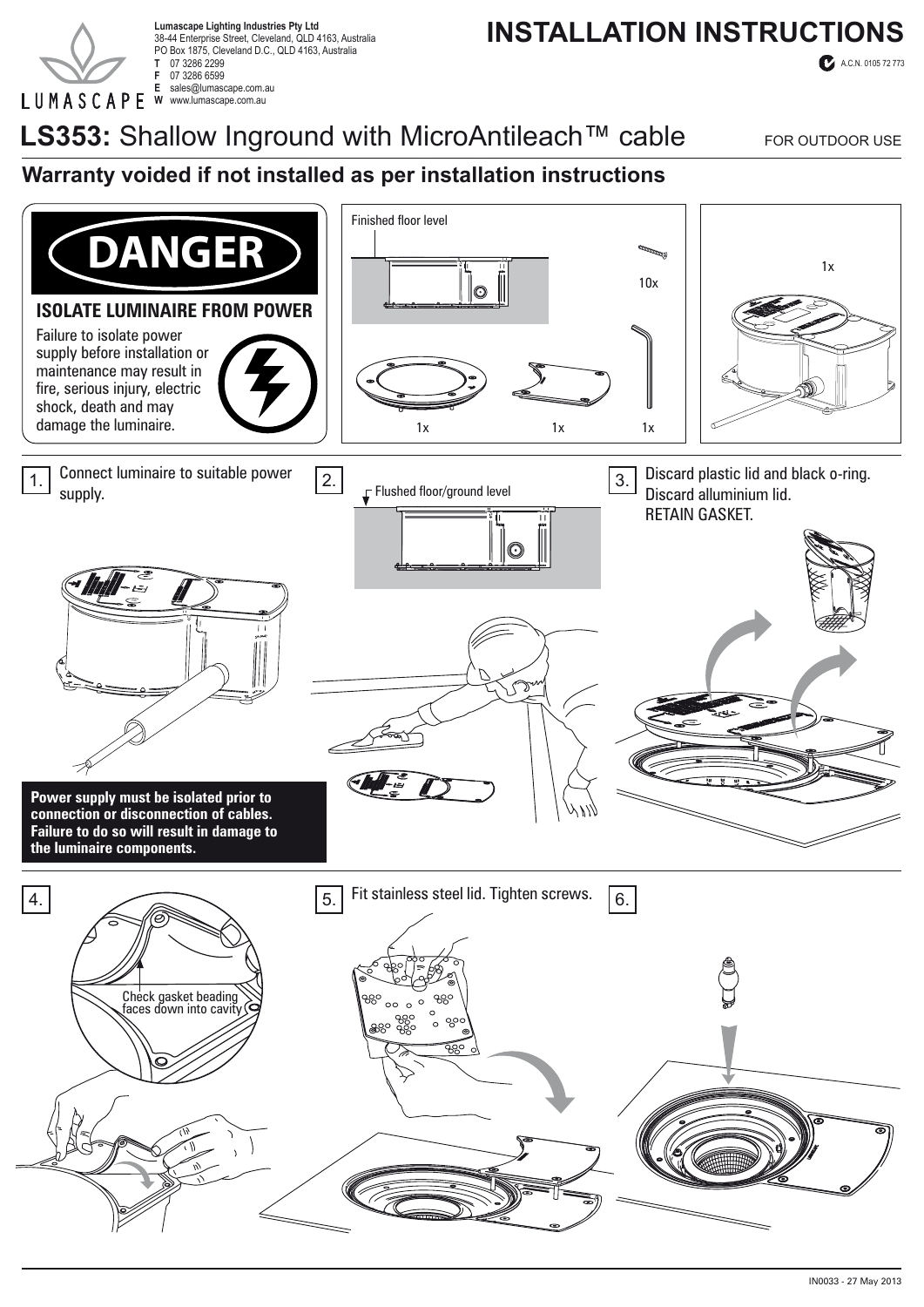**Lumascape Lighting Industries Pty Ltd**
38-44 Enterprise Street, Cleveland, QLD 4163, Australia
PO Box 1875, Cleveland D.C., QLD 4163, Australia
**T** 07 3286 2299
**F** 07 3286 6599
**E** sales@lumascape.com.au
**W** www.lumascape.com.au

LUMASCAPE

# INSTALLATION INSTRUCTIONS

A.C.N. 0105 72 773

## LS353: Shallow Inground with MicroAntileach™ cable

FOR OUTDOOR USE

### Warranty voided if not installed as per installation instructions

**DANGER**

**ISOLATE LUMINAIRE FROM POWER**

Failure to isolate power supply before installation or maintenance may result in fire, serious injury, electric shock, death and may damage the luminaire.

Finished floor level

10x

1x 1x 1x

1x

1. Connect luminaire to suitable power supply.

**Power supply must be isolated prior to connection or disconnection of cables. Failure to do so will result in damage to the luminaire components.**

2. Flushed floor/ground level

3. Discard plastic lid and black o-ring. Discard alluminium lid. RETAIN GASKET.

4. Check gasket beading faces down into cavity

5. Fit stainless steel lid. Tighten screws.

6.

IN0033 - 27 May 2013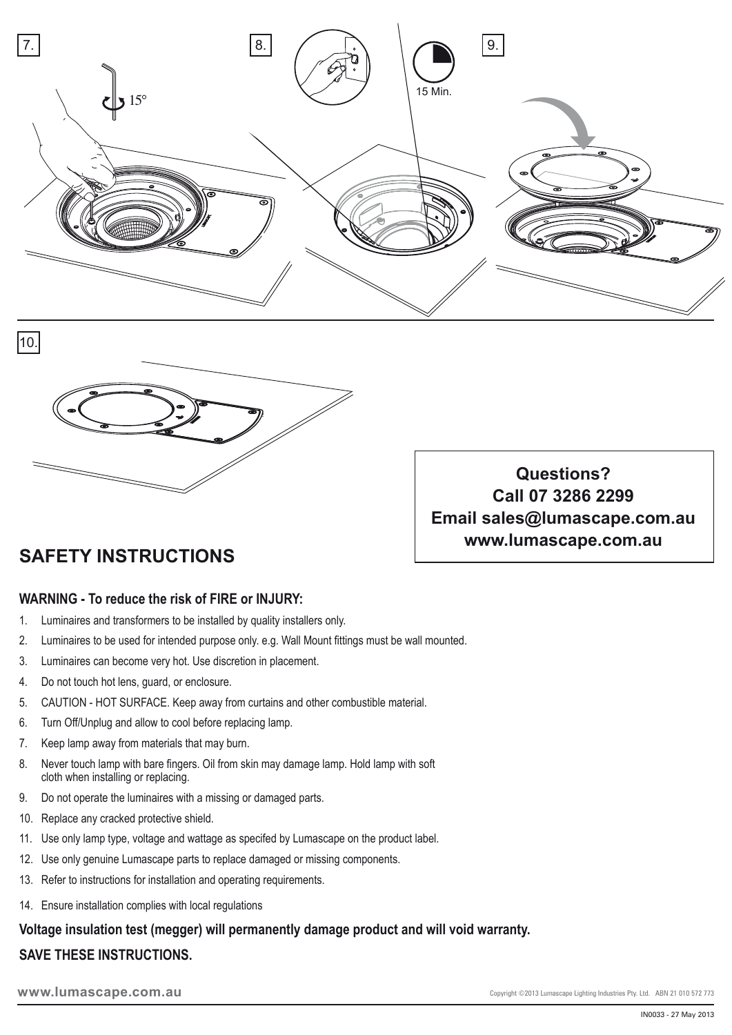7.

15°

8.

15 Min.

9.

10.

**Questions?**
**Call 07 3286 2299**
**Email sales@lumascape.com.au**
**www.lumascape.com.au**

## SAFETY INSTRUCTIONS

### WARNING - To reduce the risk of FIRE or INJURY:

1. Luminaires and transformers to be installed by quality installers only.
2. Luminaires to be used for intended purpose only. e.g. Wall Mount fittings must be wall mounted.
3. Luminaires can become very hot. Use discretion in placement.
4. Do not touch hot lens, guard, or enclosure.
5. CAUTION - HOT SURFACE. Keep away from curtains and other combustible material.
6. Turn Off/Unplug and allow to cool before replacing lamp.
7. Keep lamp away from materials that may burn.
8. Never touch lamp with bare fingers. Oil from skin may damage lamp. Hold lamp with soft cloth when installing or replacing.
9. Do not operate the luminaires with a missing or damaged parts.
10. Replace any cracked protective shield.
11. Use only lamp type, voltage and wattage as specifed by Lumascape on the product label.
12. Use only genuine Lumascape parts to replace damaged or missing components.
13. Refer to instructions for installation and operating requirements.
14. Ensure installation complies with local regulations

**Voltage insulation test (megger) will permanently damage product and will void warranty.**

**SAVE THESE INSTRUCTIONS.**

www.lumascape.com.au

Copyright ©2013 Lumascape Lighting Industries Pty. Ltd. ABN 21 010 572 773

IN0033 - 27 May 2013